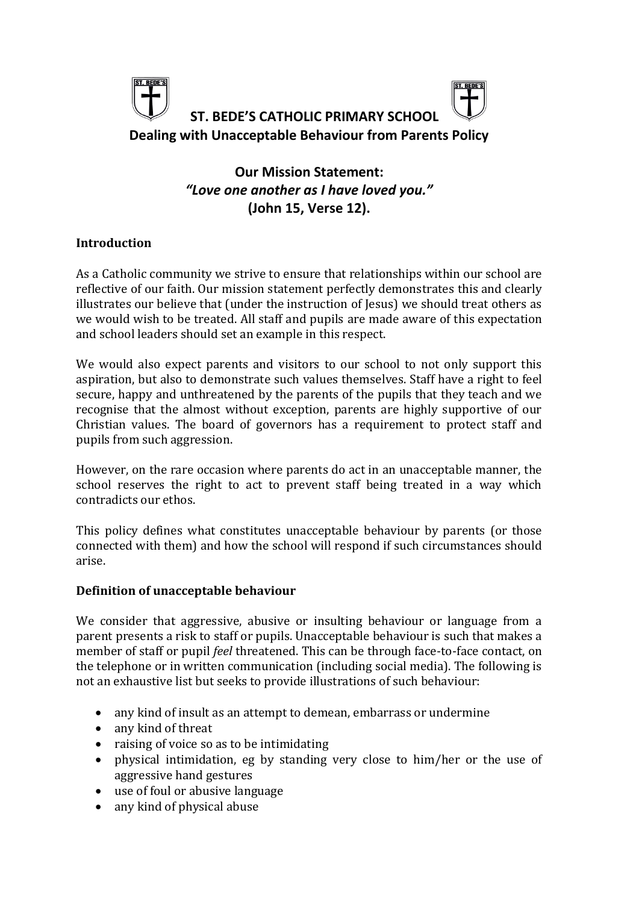# ST. BEDE'S CATHOLIC PRIMARY SCHOOL

## Dealing with Unacceptable Behaviour from Parents Policy

### Our Mission Statement:
### *"Love one another as I have loved you."*
### (John 15, Verse 12).

**Introduction**

As a Catholic community we strive to ensure that relationships within our school are reflective of our faith. Our mission statement perfectly demonstrates this and clearly illustrates our believe that (under the instruction of Jesus) we should treat others as we would wish to be treated. All staff and pupils are made aware of this expectation and school leaders should set an example in this respect.

We would also expect parents and visitors to our school to not only support this aspiration, but also to demonstrate such values themselves. Staff have a right to feel secure, happy and unthreatened by the parents of the pupils that they teach and we recognise that the almost without exception, parents are highly supportive of our Christian values. The board of governors has a requirement to protect staff and pupils from such aggression.

However, on the rare occasion where parents do act in an unacceptable manner, the school reserves the right to act to prevent staff being treated in a way which contradicts our ethos.

This policy defines what constitutes unacceptable behaviour by parents (or those connected with them) and how the school will respond if such circumstances should arise.

**Definition of unacceptable behaviour**

We consider that aggressive, abusive or insulting behaviour or language from a parent presents a risk to staff or pupils. Unacceptable behaviour is such that makes a member of staff or pupil *feel* threatened. This can be through face-to-face contact, on the telephone or in written communication (including social media). The following is not an exhaustive list but seeks to provide illustrations of such behaviour:

- any kind of insult as an attempt to demean, embarrass or undermine
- any kind of threat
- raising of voice so as to be intimidating
- physical intimidation, eg by standing very close to him/her or the use of aggressive hand gestures
- use of foul or abusive language
- any kind of physical abuse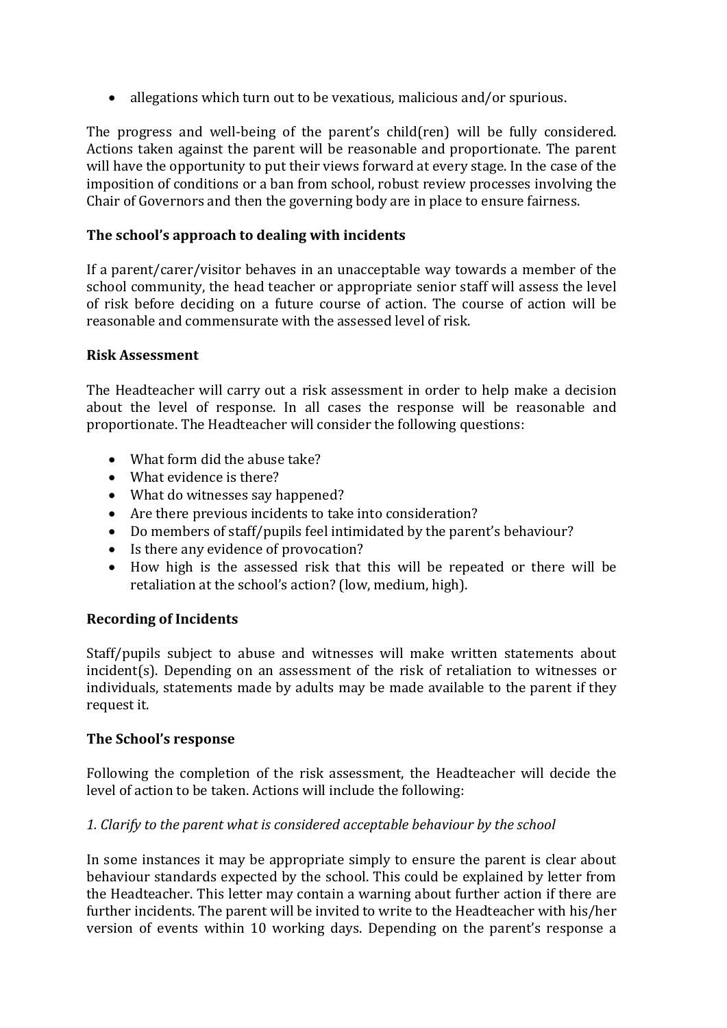- allegations which turn out to be vexatious, malicious and/or spurious.

The progress and well-being of the parent's child(ren) will be fully considered. Actions taken against the parent will be reasonable and proportionate. The parent will have the opportunity to put their views forward at every stage. In the case of the imposition of conditions or a ban from school, robust review processes involving the Chair of Governors and then the governing body are in place to ensure fairness.

**The school's approach to dealing with incidents**

If a parent/carer/visitor behaves in an unacceptable way towards a member of the school community, the head teacher or appropriate senior staff will assess the level of risk before deciding on a future course of action. The course of action will be reasonable and commensurate with the assessed level of risk.

**Risk Assessment**

The Headteacher will carry out a risk assessment in order to help make a decision about the level of response. In all cases the response will be reasonable and proportionate. The Headteacher will consider the following questions:

- What form did the abuse take?
- What evidence is there?
- What do witnesses say happened?
- Are there previous incidents to take into consideration?
- Do members of staff/pupils feel intimidated by the parent's behaviour?
- Is there any evidence of provocation?
- How high is the assessed risk that this will be repeated or there will be retaliation at the school's action? (low, medium, high).

**Recording of Incidents**

Staff/pupils subject to abuse and witnesses will make written statements about incident(s). Depending on an assessment of the risk of retaliation to witnesses or individuals, statements made by adults may be made available to the parent if they request it.

**The School's response**

Following the completion of the risk assessment, the Headteacher will decide the level of action to be taken. Actions will include the following:

*1. Clarify to the parent what is considered acceptable behaviour by the school*

In some instances it may be appropriate simply to ensure the parent is clear about behaviour standards expected by the school. This could be explained by letter from the Headteacher. This letter may contain a warning about further action if there are further incidents. The parent will be invited to write to the Headteacher with his/her version of events within 10 working days. Depending on the parent's response a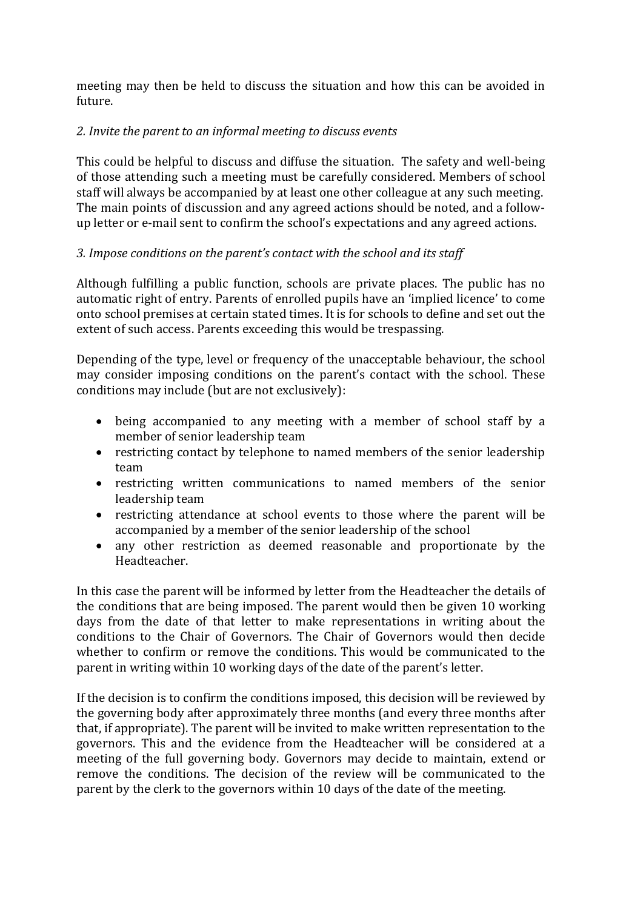meeting may then be held to discuss the situation and how this can be avoided in future.

*2. Invite the parent to an informal meeting to discuss events*

This could be helpful to discuss and diffuse the situation. The safety and well-being of those attending such a meeting must be carefully considered. Members of school staff will always be accompanied by at least one other colleague at any such meeting. The main points of discussion and any agreed actions should be noted, and a follow-up letter or e-mail sent to confirm the school's expectations and any agreed actions.

*3. Impose conditions on the parent's contact with the school and its staff*

Although fulfilling a public function, schools are private places. The public has no automatic right of entry. Parents of enrolled pupils have an 'implied licence' to come onto school premises at certain stated times. It is for schools to define and set out the extent of such access. Parents exceeding this would be trespassing.

Depending of the type, level or frequency of the unacceptable behaviour, the school may consider imposing conditions on the parent's contact with the school. These conditions may include (but are not exclusively):

- being accompanied to any meeting with a member of school staff by a member of senior leadership team
- restricting contact by telephone to named members of the senior leadership team
- restricting written communications to named members of the senior leadership team
- restricting attendance at school events to those where the parent will be accompanied by a member of the senior leadership of the school
- any other restriction as deemed reasonable and proportionate by the Headteacher.

In this case the parent will be informed by letter from the Headteacher the details of the conditions that are being imposed. The parent would then be given 10 working days from the date of that letter to make representations in writing about the conditions to the Chair of Governors. The Chair of Governors would then decide whether to confirm or remove the conditions. This would be communicated to the parent in writing within 10 working days of the date of the parent's letter.

If the decision is to confirm the conditions imposed, this decision will be reviewed by the governing body after approximately three months (and every three months after that, if appropriate). The parent will be invited to make written representation to the governors. This and the evidence from the Headteacher will be considered at a meeting of the full governing body. Governors may decide to maintain, extend or remove the conditions. The decision of the review will be communicated to the parent by the clerk to the governors within 10 days of the date of the meeting.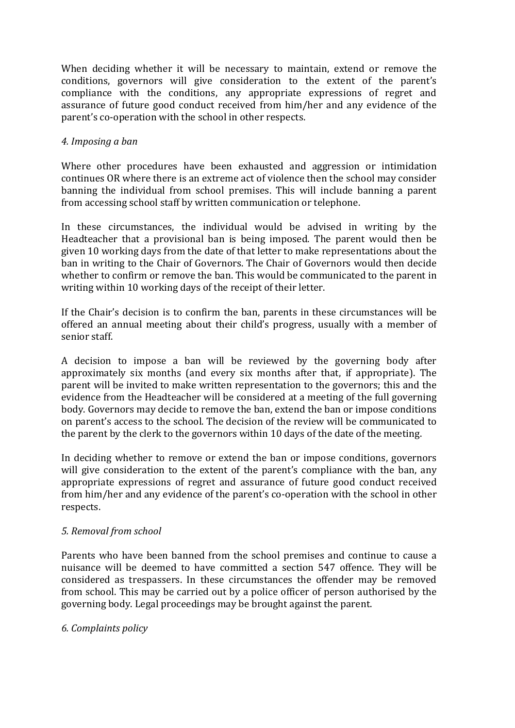When deciding whether it will be necessary to maintain, extend or remove the conditions, governors will give consideration to the extent of the parent's compliance with the conditions, any appropriate expressions of regret and assurance of future good conduct received from him/her and any evidence of the parent's co-operation with the school in other respects.

*4. Imposing a ban*

Where other procedures have been exhausted and aggression or intimidation continues OR where there is an extreme act of violence then the school may consider banning the individual from school premises. This will include banning a parent from accessing school staff by written communication or telephone.

In these circumstances, the individual would be advised in writing by the Headteacher that a provisional ban is being imposed. The parent would then be given 10 working days from the date of that letter to make representations about the ban in writing to the Chair of Governors. The Chair of Governors would then decide whether to confirm or remove the ban. This would be communicated to the parent in writing within 10 working days of the receipt of their letter.

If the Chair's decision is to confirm the ban, parents in these circumstances will be offered an annual meeting about their child's progress, usually with a member of senior staff.

A decision to impose a ban will be reviewed by the governing body after approximately six months (and every six months after that, if appropriate). The parent will be invited to make written representation to the governors; this and the evidence from the Headteacher will be considered at a meeting of the full governing body. Governors may decide to remove the ban, extend the ban or impose conditions on parent's access to the school. The decision of the review will be communicated to the parent by the clerk to the governors within 10 days of the date of the meeting.

In deciding whether to remove or extend the ban or impose conditions, governors will give consideration to the extent of the parent's compliance with the ban, any appropriate expressions of regret and assurance of future good conduct received from him/her and any evidence of the parent's co-operation with the school in other respects.

*5. Removal from school*

Parents who have been banned from the school premises and continue to cause a nuisance will be deemed to have committed a section 547 offence. They will be considered as trespassers. In these circumstances the offender may be removed from school. This may be carried out by a police officer of person authorised by the governing body. Legal proceedings may be brought against the parent.

*6. Complaints policy*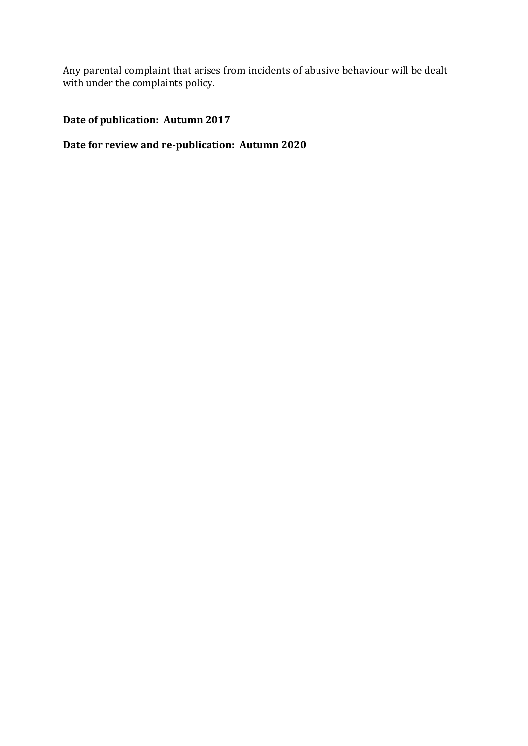Any parental complaint that arises from incidents of abusive behaviour will be dealt with under the complaints policy.

**Date of publication: Autumn 2017**

**Date for review and re-publication: Autumn 2020**